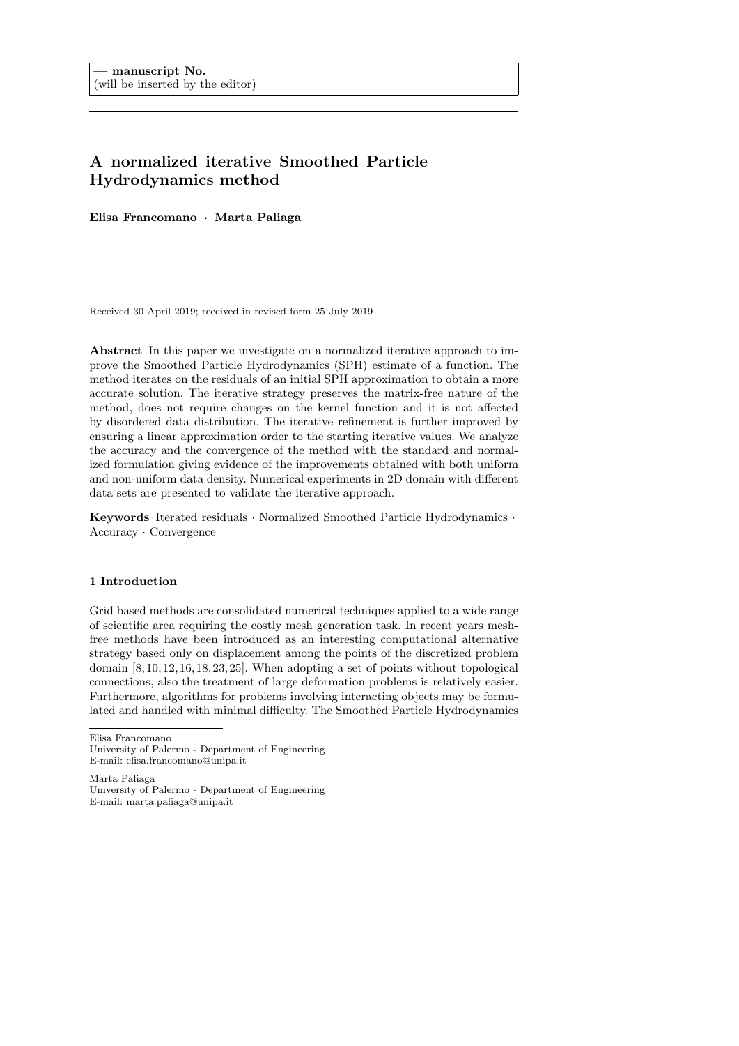— **manuscript No.**
(will be inserted by the editor)

# A normalized iterative Smoothed Particle Hydrodynamics method

**Elisa Francomano · Marta Paliaga**

Received 30 April 2019; received in revised form 25 July 2019

**Abstract** In this paper we investigate on a normalized iterative approach to improve the Smoothed Particle Hydrodynamics (SPH) estimate of a function. The method iterates on the residuals of an initial SPH approximation to obtain a more accurate solution. The iterative strategy preserves the matrix-free nature of the method, does not require changes on the kernel function and it is not affected by disordered data distribution. The iterative refinement is further improved by ensuring a linear approximation order to the starting iterative values. We analyze the accuracy and the convergence of the method with the standard and normalized formulation giving evidence of the improvements obtained with both uniform and non-uniform data density. Numerical experiments in 2D domain with different data sets are presented to validate the iterative approach.

**Keywords** Iterated residuals · Normalized Smoothed Particle Hydrodynamics · Accuracy · Convergence

## 1 Introduction

Grid based methods are consolidated numerical techniques applied to a wide range of scientific area requiring the costly mesh generation task. In recent years meshfree methods have been introduced as an interesting computational alternative strategy based only on displacement among the points of the discretized problem domain [8,10,12,16,18,23,25]. When adopting a set of points without topological connections, also the treatment of large deformation problems is relatively easier. Furthermore, algorithms for problems involving interacting objects may be formulated and handled with minimal difficulty. The Smoothed Particle Hydrodynamics

---

Elisa Francomano
University of Palermo - Department of Engineering
E-mail: elisa.francomano@unipa.it

Marta Paliaga
University of Palermo - Department of Engineering
E-mail: marta.paliaga@unipa.it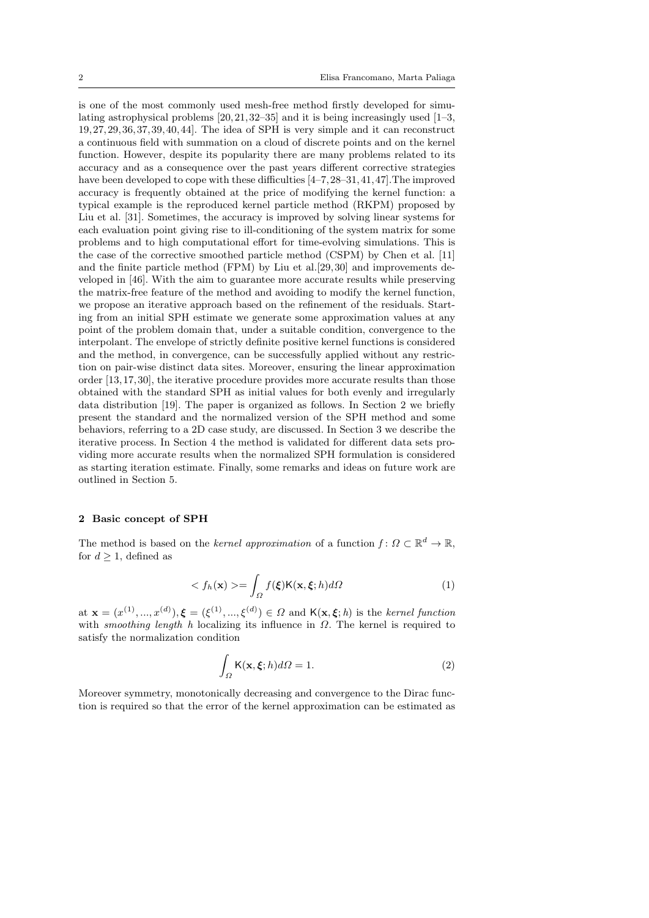is one of the most commonly used mesh-free method firstly developed for simulating astrophysical problems [20, 21, 32–35] and it is being increasingly used [1–3, 19, 27, 29, 36, 37, 39, 40, 44]. The idea of SPH is very simple and it can reconstruct a continuous field with summation on a cloud of discrete points and on the kernel function. However, despite its popularity there are many problems related to its accuracy and as a consequence over the past years different corrective strategies have been developed to cope with these difficulties [4–7, 28–31, 41, 47].The improved accuracy is frequently obtained at the price of modifying the kernel function: a typical example is the reproduced kernel particle method (RKPM) proposed by Liu et al. [31]. Sometimes, the accuracy is improved by solving linear systems for each evaluation point giving rise to ill-conditioning of the system matrix for some problems and to high computational effort for time-evolving simulations. This is the case of the corrective smoothed particle method (CSPM) by Chen et al. [11] and the finite particle method (FPM) by Liu et al.[29, 30] and improvements developed in [46]. With the aim to guarantee more accurate results while preserving the matrix-free feature of the method and avoiding to modify the kernel function, we propose an iterative approach based on the refinement of the residuals. Starting from an initial SPH estimate we generate some approximation values at any point of the problem domain that, under a suitable condition, convergence to the interpolant. The envelope of strictly definite positive kernel functions is considered and the method, in convergence, can be successfully applied without any restriction on pair-wise distinct data sites. Moreover, ensuring the linear approximation order [13, 17, 30], the iterative procedure provides more accurate results than those obtained with the standard SPH as initial values for both evenly and irregularly data distribution [19]. The paper is organized as follows. In Section 2 we briefly present the standard and the normalized version of the SPH method and some behaviors, referring to a 2D case study, are discussed. In Section 3 we describe the iterative process. In Section 4 the method is validated for different data sets providing more accurate results when the normalized SPH formulation is considered as starting iteration estimate. Finally, some remarks and ideas on future work are outlined in Section 5.

## 2 Basic concept of SPH

The method is based on the *kernel approximation* of a function $f\colon \Omega \subset \mathbb{R}^d \to \mathbb{R}$, for $d \geq 1$, defined as

$$< f_h(\mathbf{x}) >= \int_{\Omega} f(\boldsymbol{\xi}) \mathsf{K}(\mathbf{x}, \boldsymbol{\xi}; h) d\Omega \tag{1}$$

at $\mathbf{x} = (x^{(1)}, ..., x^{(d)}), \boldsymbol{\xi} = (\xi^{(1)}, ..., \xi^{(d)}) \in \Omega$ and $\mathsf{K}(\mathbf{x}, \boldsymbol{\xi}; h)$ is the *kernel function* with *smoothing length* $h$ localizing its influence in $\Omega$. The kernel is required to satisfy the normalization condition

$$\int_{\Omega} \mathsf{K}(\mathbf{x}, \boldsymbol{\xi}; h) d\Omega = 1. \tag{2}$$

Moreover symmetry, monotonically decreasing and convergence to the Dirac function is required so that the error of the kernel approximation can be estimated as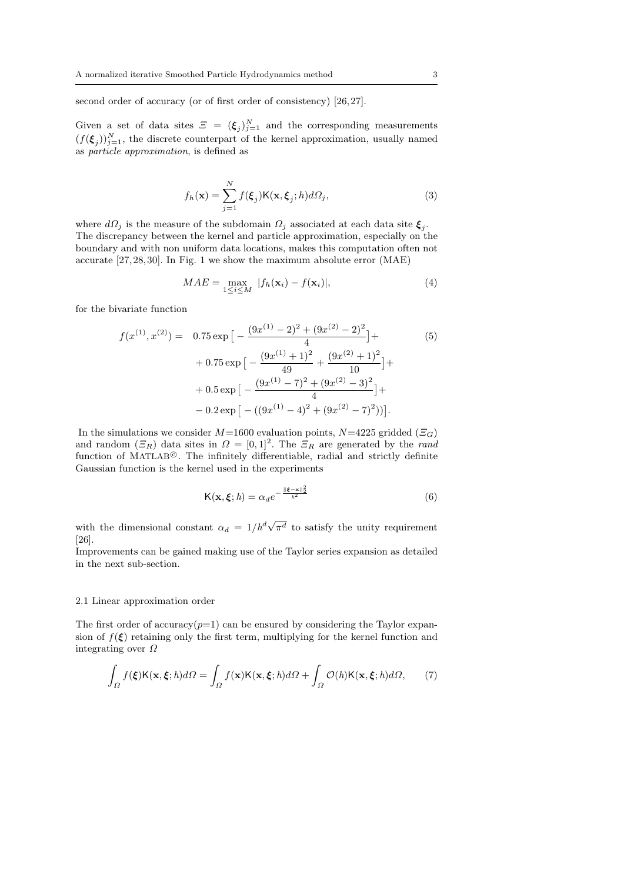second order of accuracy (or of first order of consistency) [26,27].

Given a set of data sites $\Xi = (\boldsymbol{\xi}_j)_{j=1}^N$ and the corresponding measurements $(f(\boldsymbol{\xi}_j))_{j=1}^N$, the discrete counterpart of the kernel approximation, usually named as *particle approximation*, is defined as

$$f_h(\mathbf{x}) = \sum_{j=1}^{N} f(\boldsymbol{\xi}_j) \mathsf{K}(\mathbf{x}, \boldsymbol{\xi}_j; h) d\Omega_j, \tag{3}$$

where $d\Omega_j$ is the measure of the subdomain $\Omega_j$ associated at each data site $\boldsymbol{\xi}_j$. The discrepancy between the kernel and particle approximation, especially on the boundary and with non uniform data locations, makes this computation often not accurate [27,28,30]. In Fig. 1 we show the maximum absolute error (MAE)

$$MAE = \max_{1 \le i \le M} |f_h(\mathbf{x}_i) - f(\mathbf{x}_i)|, \tag{4}$$

for the bivariate function

$$\begin{aligned} f(x^{(1)}, x^{(2)}) = \quad & 0.75 \exp\big[-\frac{(9x^{(1)}-2)^2 + (9x^{(2)}-2)^2}{4}\big] + \\ & + 0.75 \exp\big[-\frac{(9x^{(1)}+1)^2}{49} + \frac{(9x^{(2)}+1)^2}{10}\big] + \\ & + 0.5 \exp\big[-\frac{(9x^{(1)}-7)^2 + (9x^{(2)}-3)^2}{4}\big] + \\ & - 0.2 \exp\big[-((9x^{(1)}-4)^2 + (9x^{(2)}-7)^2)\big]. \end{aligned} \tag{5}$$

In the simulations we consider $M$=1600 evaluation points, $N$=4225 gridded ($\Xi_G$) and random ($\Xi_R$) data sites in $\Omega = [0,1]^2$. The $\Xi_R$ are generated by the *rand* function of MATLAB©. The infinitely differentiable, radial and strictly definite Gaussian function is the kernel used in the experiments

$$\mathsf{K}(\mathbf{x}, \boldsymbol{\xi}; h) = \alpha_d e^{-\frac{\|\boldsymbol{\xi}-\mathbf{x}\|_2^2}{h^2}} \tag{6}$$

with the dimensional constant $\alpha_d = 1/h^d\sqrt{\pi^d}$ to satisfy the unity requirement [26].

Improvements can be gained making use of the Taylor series expansion as detailed in the next sub-section.

### 2.1 Linear approximation order

The first order of accuracy($p$=1) can be ensured by considering the Taylor expansion of $f(\boldsymbol{\xi})$ retaining only the first term, multiplying for the kernel function and integrating over $\Omega$

$$\int_{\Omega} f(\boldsymbol{\xi}) \mathsf{K}(\mathbf{x}, \boldsymbol{\xi}; h) d\Omega = \int_{\Omega} f(\mathbf{x}) \mathsf{K}(\mathbf{x}, \boldsymbol{\xi}; h) d\Omega + \int_{\Omega} \mathcal{O}(h) \mathsf{K}(\mathbf{x}, \boldsymbol{\xi}; h) d\Omega, \tag{7}$$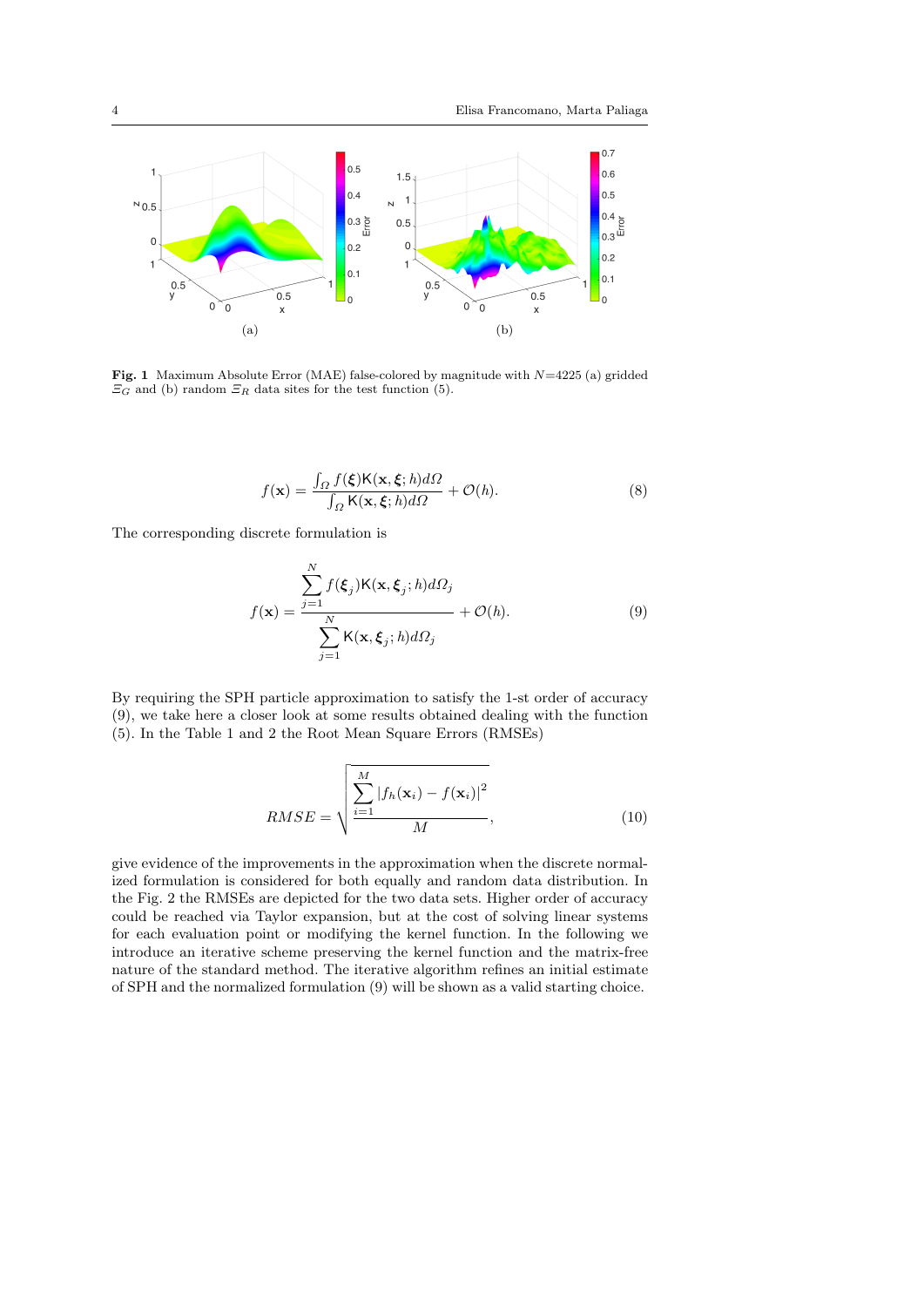**Fig. 1** Maximum Absolute Error (MAE) false-colored by magnitude with $N$=4225 (a) gridded $\varXi_G$ and (b) random $\varXi_R$ data sites for the test function (5).

$$f(\mathbf{x}) = \frac{\int_\Omega f(\boldsymbol{\xi}) \mathsf{K}(\mathbf{x}, \boldsymbol{\xi}; h) d\Omega}{\int_\Omega \mathsf{K}(\mathbf{x}, \boldsymbol{\xi}; h) d\Omega} + \mathcal{O}(h). \tag{8}$$

The corresponding discrete formulation is

$$f(\mathbf{x}) = \frac{\sum_{j=1}^{N} f(\boldsymbol{\xi}_j) \mathsf{K}(\mathbf{x}, \boldsymbol{\xi}_j; h) d\Omega_j}{\sum_{j=1}^{N} \mathsf{K}(\mathbf{x}, \boldsymbol{\xi}_j; h) d\Omega_j} + \mathcal{O}(h). \tag{9}$$

By requiring the SPH particle approximation to satisfy the 1-st order of accuracy (9), we take here a closer look at some results obtained dealing with the function (5). In the Table 1 and 2 the Root Mean Square Errors (RMSEs)

$$RMSE = \sqrt{\frac{\sum_{i=1}^{M} |f_h(\mathbf{x}_i) - f(\mathbf{x}_i)|^2}{M}}, \tag{10}$$

give evidence of the improvements in the approximation when the discrete normalized formulation is considered for both equally and random data distribution. In the Fig. 2 the RMSEs are depicted for the two data sets. Higher order of accuracy could be reached via Taylor expansion, but at the cost of solving linear systems for each evaluation point or modifying the kernel function. In the following we introduce an iterative scheme preserving the kernel function and the matrix-free nature of the standard method. The iterative algorithm refines an initial estimate of SPH and the normalized formulation (9) will be shown as a valid starting choice.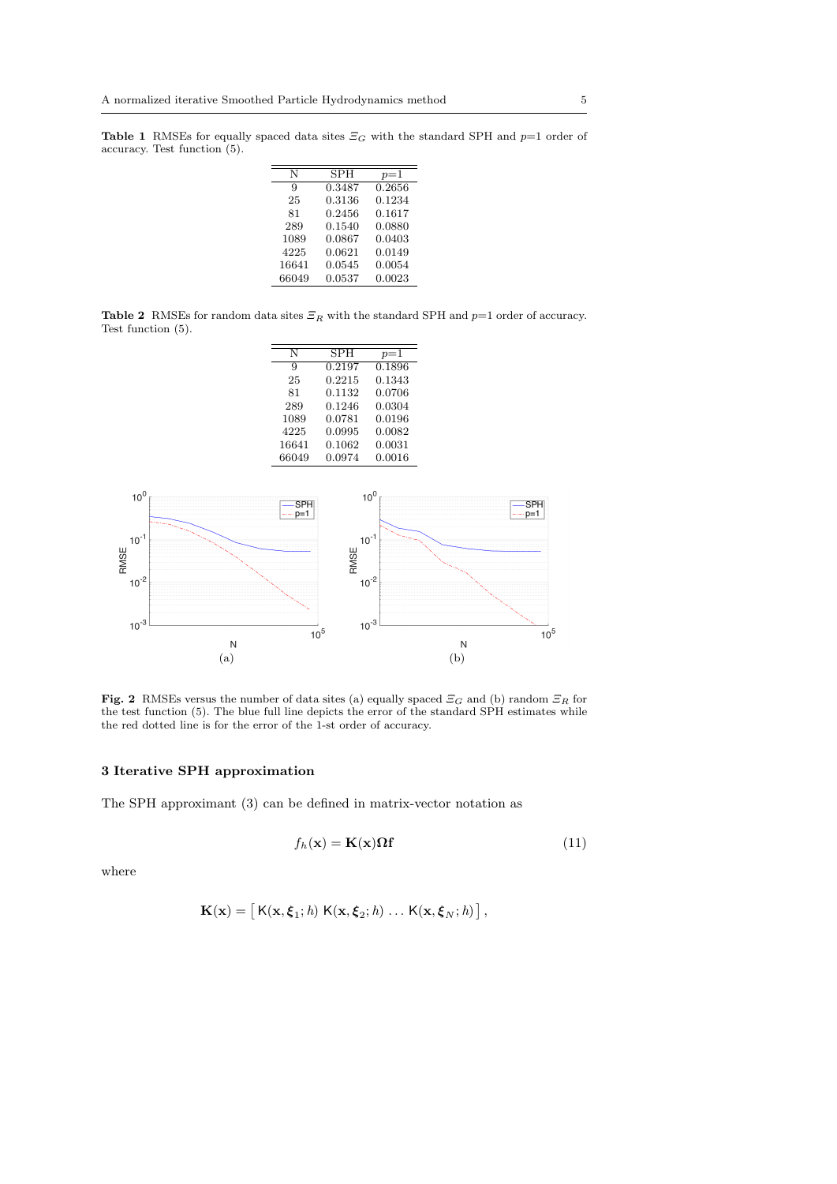**Table 1** RMSEs for equally spaced data sites $\Xi_G$ with the standard SPH and $p$=1 order of accuracy. Test function (5).

| N | SPH | $p$=1 |
|---|---|---|
| 9 | 0.3487 | 0.2656 |
| 25 | 0.3136 | 0.1234 |
| 81 | 0.2456 | 0.1617 |
| 289 | 0.1540 | 0.0880 |
| 1089 | 0.0867 | 0.0403 |
| 4225 | 0.0621 | 0.0149 |
| 16641 | 0.0545 | 0.0054 |
| 66049 | 0.0537 | 0.0023 |

**Table 2** RMSEs for random data sites $\Xi_R$ with the standard SPH and $p$=1 order of accuracy. Test function (5).

| N | SPH | $p$=1 |
|---|---|---|
| 9 | 0.2197 | 0.1896 |
| 25 | 0.2215 | 0.1343 |
| 81 | 0.1132 | 0.0706 |
| 289 | 0.1246 | 0.0304 |
| 1089 | 0.0781 | 0.0196 |
| 4225 | 0.0995 | 0.0082 |
| 16641 | 0.1062 | 0.0031 |
| 66049 | 0.0974 | 0.0016 |

**Fig. 2** RMSEs versus the number of data sites (a) equally spaced $\Xi_G$ and (b) random $\Xi_R$ for the test function (5). The blue full line depicts the error of the standard SPH estimates while the red dotted line is for the error of the 1-st order of accuracy.

## 3 Iterative SPH approximation

The SPH approximant (3) can be defined in matrix-vector notation as

$$f_h(\mathbf{x}) = \mathbf{K}(\mathbf{x})\mathbf{\Omega}\mathbf{f} \tag{11}$$

where

$$\mathbf{K}(\mathbf{x}) = \left[\, \mathsf{K}(\mathbf{x}, \boldsymbol{\xi}_1; h)\ \mathsf{K}(\mathbf{x}, \boldsymbol{\xi}_2; h)\ \ldots\ \mathsf{K}(\mathbf{x}, \boldsymbol{\xi}_N; h) \,\right],$$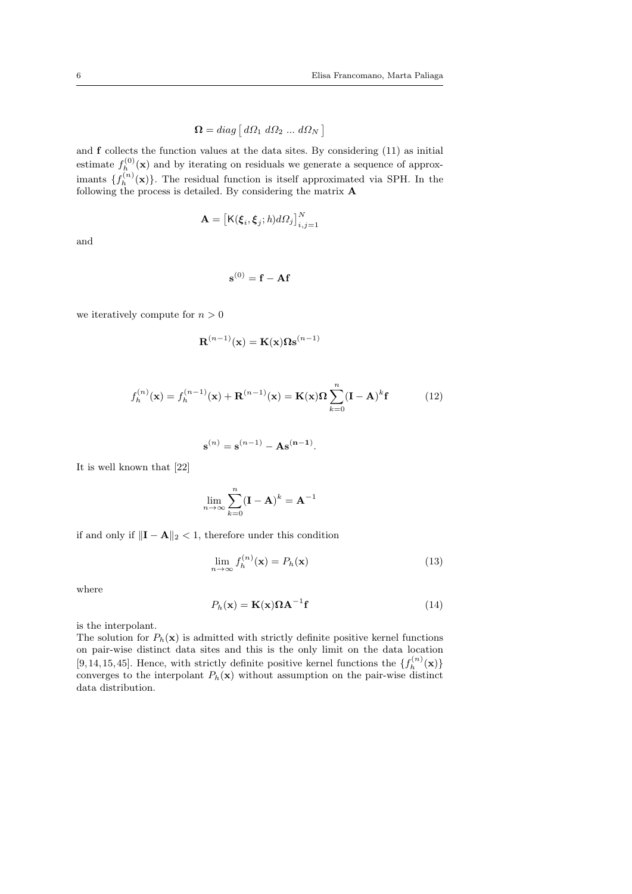$$\mathbf{\Omega} = diag\left[\, d\Omega_1 \; d\Omega_2 \; ... \; d\Omega_N \,\right]$$

and $\mathbf{f}$ collects the function values at the data sites. By considering (11) as initial estimate $f_h^{(0)}(\mathbf{x})$ and by iterating on residuals we generate a sequence of approximants $\{f_h^{(n)}(\mathbf{x})\}$. The residual function is itself approximated via SPH. In the following the process is detailed. By considering the matrix $\mathbf{A}$

$$\mathbf{A} = \left[\mathsf{K}(\boldsymbol{\xi}_i, \boldsymbol{\xi}_j; h) d\Omega_j\right]_{i,j=1}^{N}$$

and

$$\mathbf{s}^{(0)} = \mathbf{f} - \mathbf{A}\mathbf{f}$$

we iteratively compute for $n > 0$

$$\mathbf{R}^{(n-1)}(\mathbf{x}) = \mathbf{K}(\mathbf{x})\mathbf{\Omega}\mathbf{s}^{(n-1)}$$

$$f_h^{(n)}(\mathbf{x}) = f_h^{(n-1)}(\mathbf{x}) + \mathbf{R}^{(n-1)}(\mathbf{x}) = \mathbf{K}(\mathbf{x})\mathbf{\Omega}\sum_{k=0}^{n}(\mathbf{I} - \mathbf{A})^k\mathbf{f} \tag{12}$$

$$\mathbf{s}^{(n)} = \mathbf{s}^{(n-1)} - \mathbf{A}\mathbf{s}^{(\mathbf{n-1})}.$$

It is well known that [22]

$$\lim_{n\to\infty}\sum_{k=0}^{n}(\mathbf{I} - \mathbf{A})^k = \mathbf{A}^{-1}$$

if and only if $\|\mathbf{I} - \mathbf{A}\|_2 < 1$, therefore under this condition

$$\lim_{n\to\infty} f_h^{(n)}(\mathbf{x}) = P_h(\mathbf{x}) \tag{13}$$

where

$$P_h(\mathbf{x}) = \mathbf{K}(\mathbf{x})\mathbf{\Omega}\mathbf{A}^{-1}\mathbf{f} \tag{14}$$

is the interpolant.

The solution for $P_h(\mathbf{x})$ is admitted with strictly definite positive kernel functions on pair-wise distinct data sites and this is the only limit on the data location [9, 14, 15, 45]. Hence, with strictly definite positive kernel functions the $\{f_h^{(n)}(\mathbf{x})\}$ converges to the interpolant $P_h(\mathbf{x})$ without assumption on the pair-wise distinct data distribution.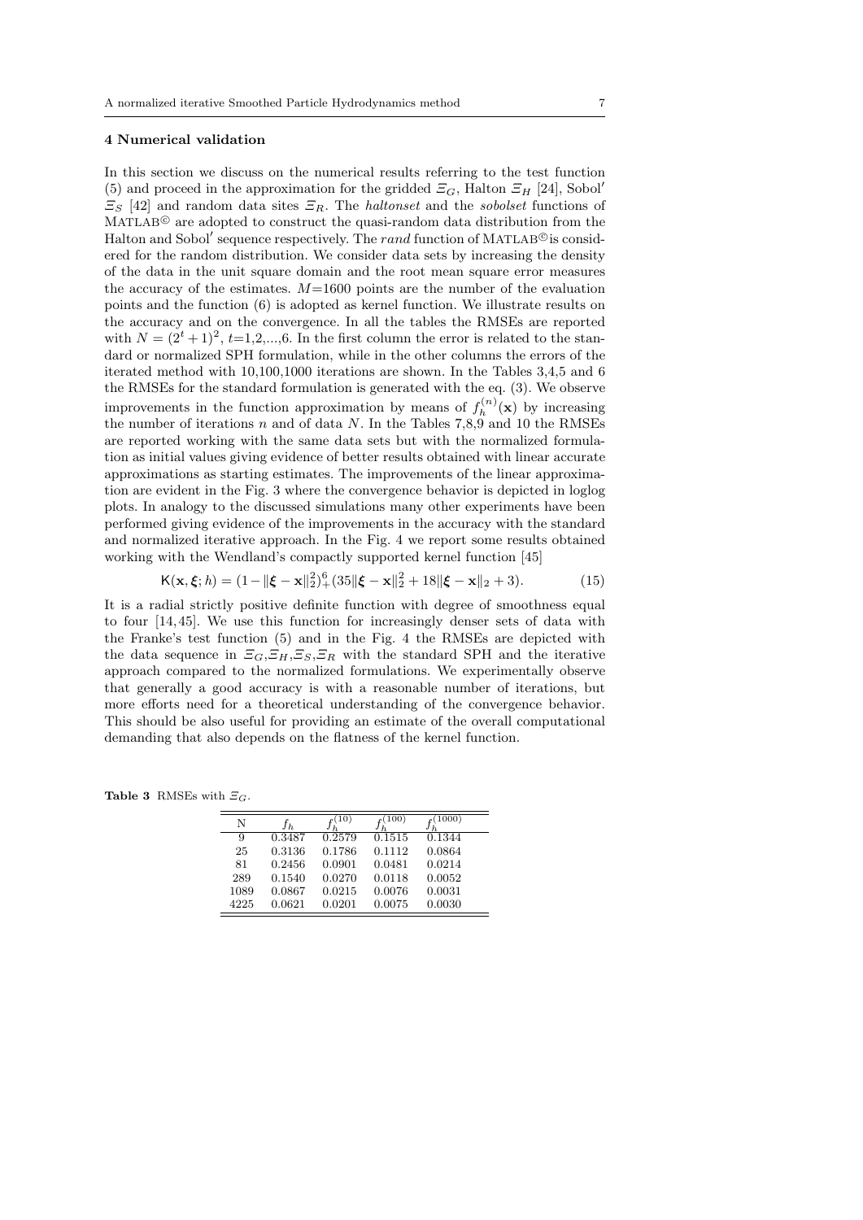### 4 Numerical validation

In this section we discuss on the numerical results referring to the test function (5) and proceed in the approximation for the gridded $\Xi_G$, Halton $\Xi_H$ [24], Sobol′ $\Xi_S$ [42] and random data sites $\Xi_R$. The *haltonset* and the *sobolset* functions of MATLAB© are adopted to construct the quasi-random data distribution from the Halton and Sobol′ sequence respectively. The *rand* function of MATLAB© is considered for the random distribution. We consider data sets by increasing the density of the data in the unit square domain and the root mean square error measures the accuracy of the estimates. $M$=1600 points are the number of the evaluation points and the function (6) is adopted as kernel function. We illustrate results on the accuracy and on the convergence. In all the tables the RMSEs are reported with $N = (2^t + 1)^2$, $t$=1,2,...,6. In the first column the error is related to the standard or normalized SPH formulation, while in the other columns the errors of the iterated method with 10,100,1000 iterations are shown. In the Tables 3,4,5 and 6 the RMSEs for the standard formulation is generated with the eq. (3). We observe improvements in the function approximation by means of $f_h^{(n)}(\mathbf{x})$ by increasing the number of iterations $n$ and of data $N$. In the Tables 7,8,9 and 10 the RMSEs are reported working with the same data sets but with the normalized formulation as initial values giving evidence of better results obtained with linear accurate approximations as starting estimates. The improvements of the linear approximation are evident in the Fig. 3 where the convergence behavior is depicted in loglog plots. In analogy to the discussed simulations many other experiments have been performed giving evidence of the improvements in the accuracy with the standard and normalized iterative approach. In the Fig. 4 we report some results obtained working with the Wendland's compactly supported kernel function [45]

$$\mathsf{K}(\mathbf{x}, \boldsymbol{\xi}; h) = (1 - \|\boldsymbol{\xi} - \mathbf{x}\|_2^2)_+^6 (35\|\boldsymbol{\xi} - \mathbf{x}\|_2^2 + 18\|\boldsymbol{\xi} - \mathbf{x}\|_2 + 3). \tag{15}$$

It is a radial strictly positive definite function with degree of smoothness equal to four [14, 45]. We use this function for increasingly denser sets of data with the Franke's test function (5) and in the Fig. 4 the RMSEs are depicted with the data sequence in $\Xi_G$,$\Xi_H$,$\Xi_S$,$\Xi_R$ with the standard SPH and the iterative approach compared to the normalized formulations. We experimentally observe that generally a good accuracy is with a reasonable number of iterations, but more efforts need for a theoretical understanding of the convergence behavior. This should be also useful for providing an estimate of the overall computational demanding that also depends on the flatness of the kernel function.

**Table 3** RMSEs with $\Xi_G$.

| N | $f_h$ | $f_h^{(10)}$ | $f_h^{(100)}$ | $f_h^{(1000)}$ |
|---|---|---|---|---|
| 9 | 0.3487 | 0.2579 | 0.1515 | 0.1344 |
| 25 | 0.3136 | 0.1786 | 0.1112 | 0.0864 |
| 81 | 0.2456 | 0.0901 | 0.0481 | 0.0214 |
| 289 | 0.1540 | 0.0270 | 0.0118 | 0.0052 |
| 1089 | 0.0867 | 0.0215 | 0.0076 | 0.0031 |
| 4225 | 0.0621 | 0.0201 | 0.0075 | 0.0030 |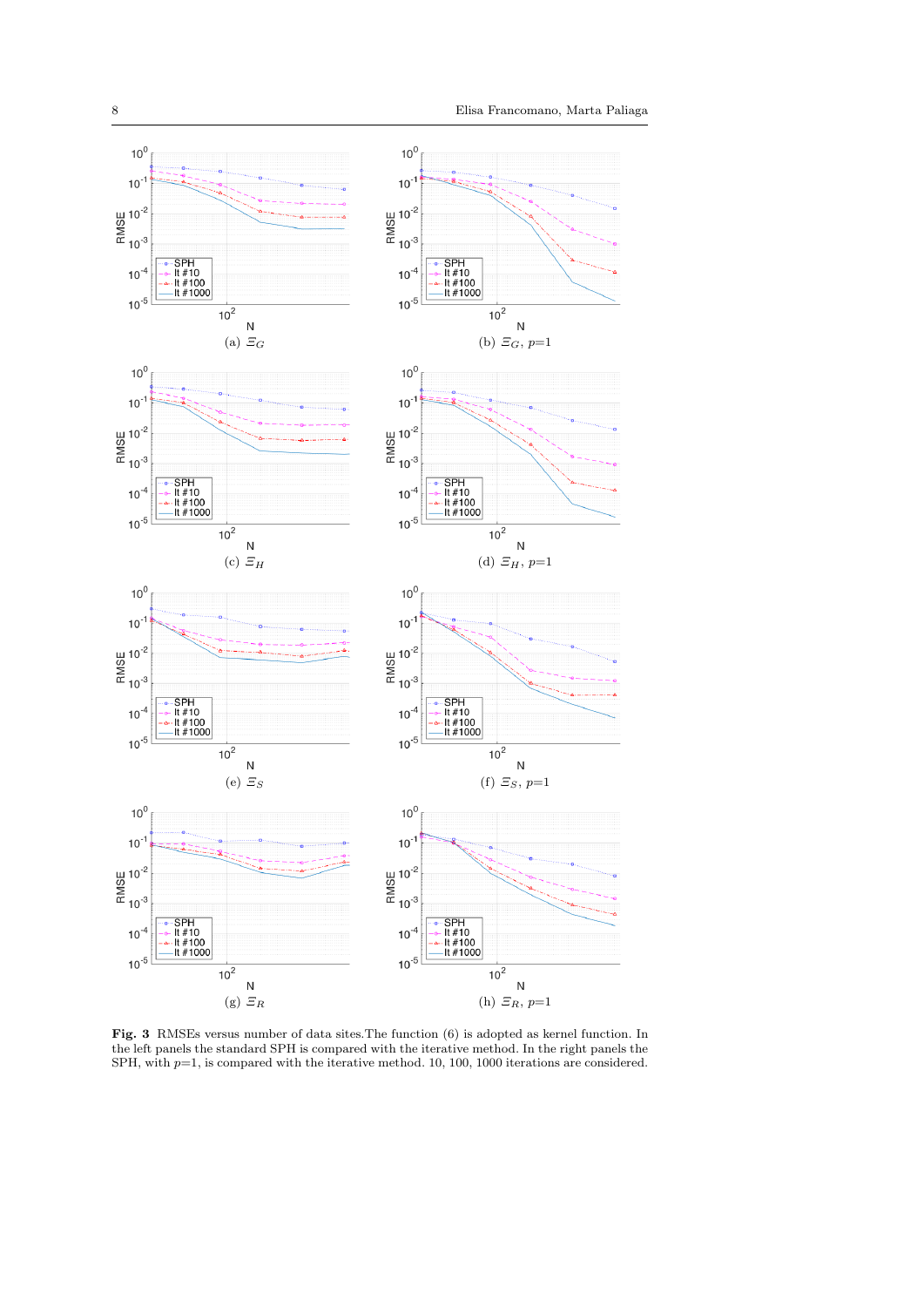(a) $\Xi_G$

(b) $\Xi_G$, $p$=1

(c) $\Xi_H$

(d) $\Xi_H$, $p$=1

(e) $\Xi_S$

(f) $\Xi_S$, $p$=1

(g) $\Xi_R$

(h) $\Xi_R$, $p$=1

**Fig. 3** RMSEs versus number of data sites.The function (6) is adopted as kernel function. In the left panels the standard SPH is compared with the iterative method. In the right panels the SPH, with $p$=1, is compared with the iterative method. 10, 100, 1000 iterations are considered.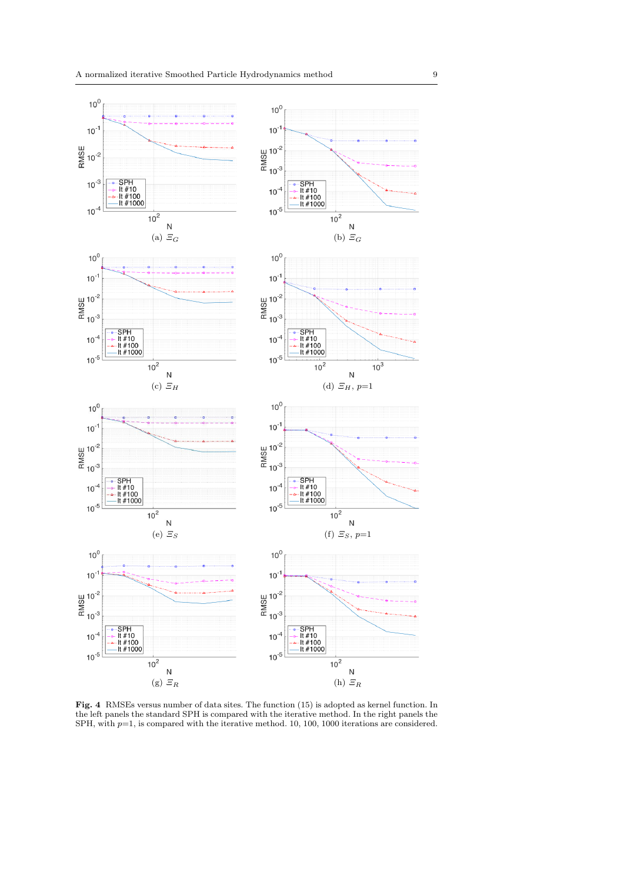(a) $\Xi_G$

(b) $\Xi_G$

(c) $\Xi_H$

(d) $\Xi_H$, $p$=1

(e) $\Xi_S$

(f) $\Xi_S$, $p$=1

(g) $\Xi_R$

(h) $\Xi_R$

**Fig. 4** RMSEs versus number of data sites. The function (15) is adopted as kernel function. In the left panels the standard SPH is compared with the iterative method. In the right panels the SPH, with $p$=1, is compared with the iterative method. 10, 100, 1000 iterations are considered.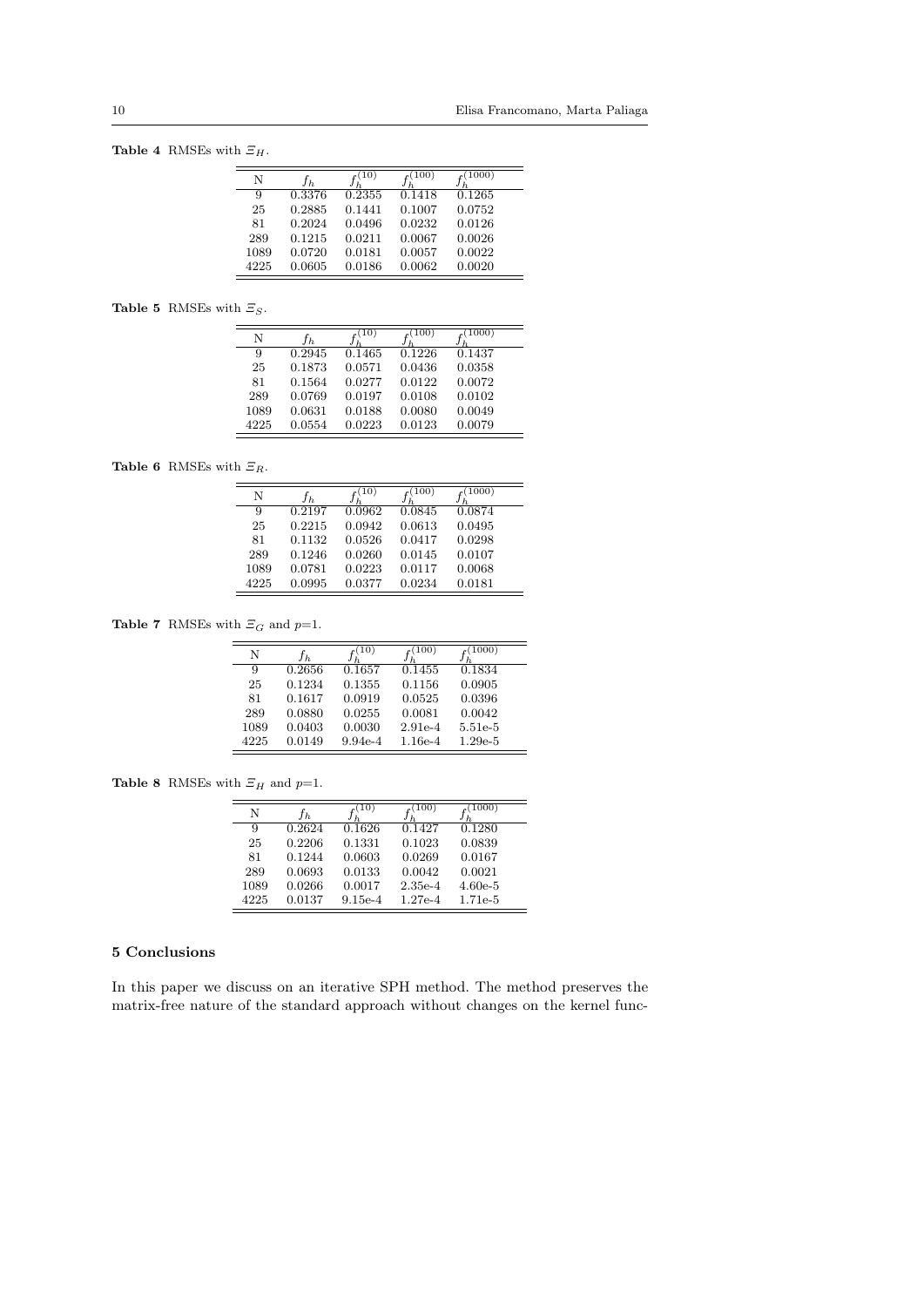**Table 4** RMSEs with $\Xi_H$.

| N | $f_h$ | $f_h^{(10)}$ | $f_h^{(100)}$ | $f_h^{(1000)}$ |
|---|---|---|---|---|
| 9 | 0.3376 | 0.2355 | 0.1418 | 0.1265 |
| 25 | 0.2885 | 0.1441 | 0.1007 | 0.0752 |
| 81 | 0.2024 | 0.0496 | 0.0232 | 0.0126 |
| 289 | 0.1215 | 0.0211 | 0.0067 | 0.0026 |
| 1089 | 0.0720 | 0.0181 | 0.0057 | 0.0022 |
| 4225 | 0.0605 | 0.0186 | 0.0062 | 0.0020 |

**Table 5** RMSEs with $\Xi_S$.

| N | $f_h$ | $f_h^{(10)}$ | $f_h^{(100)}$ | $f_h^{(1000)}$ |
|---|---|---|---|---|
| 9 | 0.2945 | 0.1465 | 0.1226 | 0.1437 |
| 25 | 0.1873 | 0.0571 | 0.0436 | 0.0358 |
| 81 | 0.1564 | 0.0277 | 0.0122 | 0.0072 |
| 289 | 0.0769 | 0.0197 | 0.0108 | 0.0102 |
| 1089 | 0.0631 | 0.0188 | 0.0080 | 0.0049 |
| 4225 | 0.0554 | 0.0223 | 0.0123 | 0.0079 |

**Table 6** RMSEs with $\Xi_R$.

| N | $f_h$ | $f_h^{(10)}$ | $f_h^{(100)}$ | $f_h^{(1000)}$ |
|---|---|---|---|---|
| 9 | 0.2197 | 0.0962 | 0.0845 | 0.0874 |
| 25 | 0.2215 | 0.0942 | 0.0613 | 0.0495 |
| 81 | 0.1132 | 0.0526 | 0.0417 | 0.0298 |
| 289 | 0.1246 | 0.0260 | 0.0145 | 0.0107 |
| 1089 | 0.0781 | 0.0223 | 0.0117 | 0.0068 |
| 4225 | 0.0995 | 0.0377 | 0.0234 | 0.0181 |

**Table 7** RMSEs with $\Xi_G$ and $p$=1.

| N | $f_h$ | $f_h^{(10)}$ | $f_h^{(100)}$ | $f_h^{(1000)}$ |
|---|---|---|---|---|
| 9 | 0.2656 | 0.1657 | 0.1455 | 0.1834 |
| 25 | 0.1234 | 0.1355 | 0.1156 | 0.0905 |
| 81 | 0.1617 | 0.0919 | 0.0525 | 0.0396 |
| 289 | 0.0880 | 0.0255 | 0.0081 | 0.0042 |
| 1089 | 0.0403 | 0.0030 | 2.91e-4 | 5.51e-5 |
| 4225 | 0.0149 | 9.94e-4 | 1.16e-4 | 1.29e-5 |

**Table 8** RMSEs with $\Xi_H$ and $p$=1.

| N | $f_h$ | $f_h^{(10)}$ | $f_h^{(100)}$ | $f_h^{(1000)}$ |
|---|---|---|---|---|
| 9 | 0.2624 | 0.1626 | 0.1427 | 0.1280 |
| 25 | 0.2206 | 0.1331 | 0.1023 | 0.0839 |
| 81 | 0.1244 | 0.0603 | 0.0269 | 0.0167 |
| 289 | 0.0693 | 0.0133 | 0.0042 | 0.0021 |
| 1089 | 0.0266 | 0.0017 | 2.35e-4 | 4.60e-5 |
| 4225 | 0.0137 | 9.15e-4 | 1.27e-4 | 1.71e-5 |

## 5 Conclusions

In this paper we discuss on an iterative SPH method. The method preserves the matrix-free nature of the standard approach without changes on the kernel func-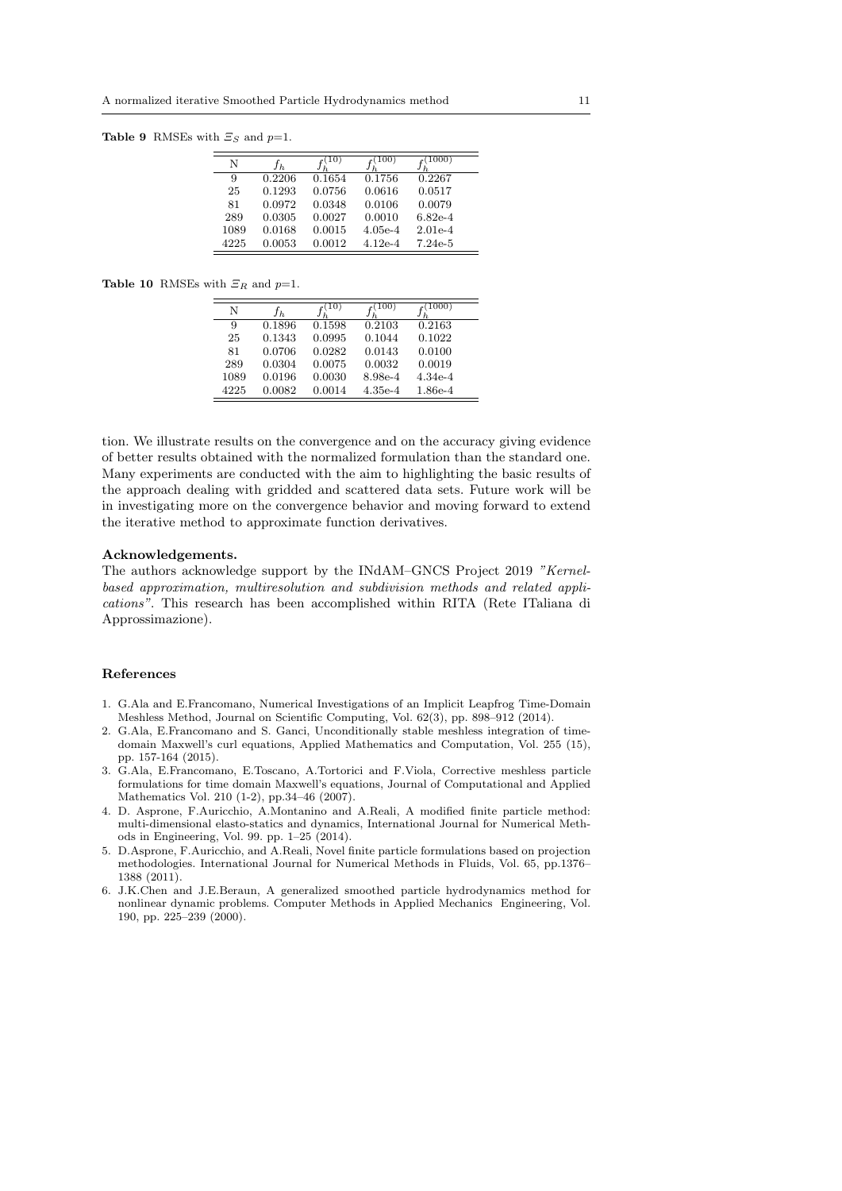**Table 9** RMSEs with $\Xi_S$ and $p$=1.

| N | $f_h$ | $f_h^{(10)}$ | $f_h^{(100)}$ | $f_h^{(1000)}$ |
|---|---|---|---|---|
| 9 | 0.2206 | 0.1654 | 0.1756 | 0.2267 |
| 25 | 0.1293 | 0.0756 | 0.0616 | 0.0517 |
| 81 | 0.0972 | 0.0348 | 0.0106 | 0.0079 |
| 289 | 0.0305 | 0.0027 | 0.0010 | 6.82e-4 |
| 1089 | 0.0168 | 0.0015 | 4.05e-4 | 2.01e-4 |
| 4225 | 0.0053 | 0.0012 | 4.12e-4 | 7.24e-5 |

**Table 10** RMSEs with $\Xi_R$ and $p$=1.

| N | $f_h$ | $f_h^{(10)}$ | $f_h^{(100)}$ | $f_h^{(1000)}$ |
|---|---|---|---|---|
| 9 | 0.1896 | 0.1598 | 0.2103 | 0.2163 |
| 25 | 0.1343 | 0.0995 | 0.1044 | 0.1022 |
| 81 | 0.0706 | 0.0282 | 0.0143 | 0.0100 |
| 289 | 0.0304 | 0.0075 | 0.0032 | 0.0019 |
| 1089 | 0.0196 | 0.0030 | 8.98e-4 | 4.34e-4 |
| 4225 | 0.0082 | 0.0014 | 4.35e-4 | 1.86e-4 |

tion. We illustrate results on the convergence and on the accuracy giving evidence of better results obtained with the normalized formulation than the standard one. Many experiments are conducted with the aim to highlighting the basic results of the approach dealing with gridded and scattered data sets. Future work will be in investigating more on the convergence behavior and moving forward to extend the iterative method to approximate function derivatives.

**Acknowledgements.**

The authors acknowledge support by the INdAM–GNCS Project 2019 *"Kernel-based approximation, multiresolution and subdivision methods and related applications"*. This research has been accomplished within RITA (Rete ITaliana di Approssimazione).

## References

1. G.Ala and E.Francomano, Numerical Investigations of an Implicit Leapfrog Time-Domain Meshless Method, Journal on Scientific Computing, Vol. 62(3), pp. 898–912 (2014).
2. G.Ala, E.Francomano and S. Ganci, Unconditionally stable meshless integration of time-domain Maxwell's curl equations, Applied Mathematics and Computation, Vol. 255 (15), pp. 157-164 (2015).
3. G.Ala, E.Francomano, E.Toscano, A.Tortorici and F.Viola, Corrective meshless particle formulations for time domain Maxwell's equations, Journal of Computational and Applied Mathematics Vol. 210 (1-2), pp.34–46 (2007).
4. D. Asprone, F.Auricchio, A.Montanino and A.Reali, A modified finite particle method: multi-dimensional elasto-statics and dynamics, International Journal for Numerical Methods in Engineering, Vol. 99. pp. 1–25 (2014).
5. D.Asprone, F.Auricchio, and A.Reali, Novel finite particle formulations based on projection methodologies. International Journal for Numerical Methods in Fluids, Vol. 65, pp.1376–1388 (2011).
6. J.K.Chen and J.E.Beraun, A generalized smoothed particle hydrodynamics method for nonlinear dynamic problems. Computer Methods in Applied Mechanics Engineering, Vol. 190, pp. 225–239 (2000).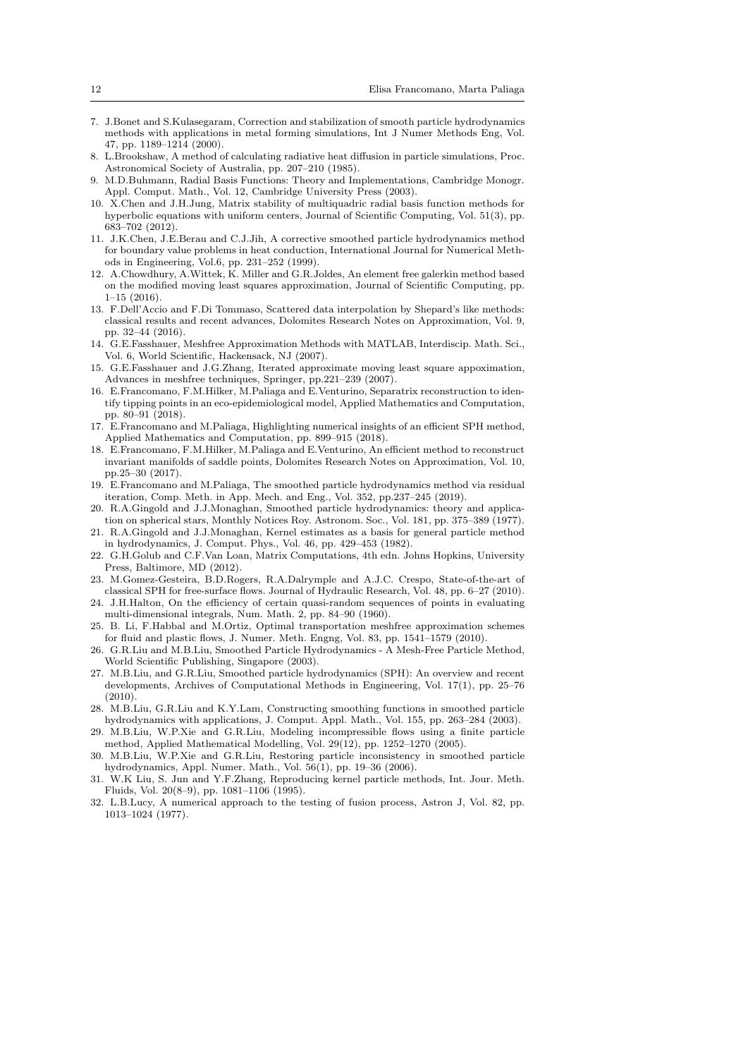7. J.Bonet and S.Kulasegaram, Correction and stabilization of smooth particle hydrodynamics methods with applications in metal forming simulations, Int J Numer Methods Eng, Vol. 47, pp. 1189–1214 (2000).
8. L.Brookshaw, A method of calculating radiative heat diffusion in particle simulations, Proc. Astronomical Society of Australia, pp. 207–210 (1985).
9. M.D.Buhmann, Radial Basis Functions: Theory and Implementations, Cambridge Monogr. Appl. Comput. Math., Vol. 12, Cambridge University Press (2003).
10. X.Chen and J.H.Jung, Matrix stability of multiquadric radial basis function methods for hyperbolic equations with uniform centers, Journal of Scientific Computing, Vol. 51(3), pp. 683–702 (2012).
11. J.K.Chen, J.E.Berau and C.J.Jih, A corrective smoothed particle hydrodynamics method for boundary value problems in heat conduction, International Journal for Numerical Methods in Engineering, Vol.6, pp. 231–252 (1999).
12. A.Chowdhury, A.Wittek, K. Miller and G.R.Joldes, An element free galerkin method based on the modified moving least squares approximation, Journal of Scientific Computing, pp. 1–15 (2016).
13. F.Dell'Accio and F.Di Tommaso, Scattered data interpolation by Shepard's like methods: classical results and recent advances, Dolomites Research Notes on Approximation, Vol. 9, pp. 32–44 (2016).
14. G.E.Fasshauer, Meshfree Approximation Methods with MATLAB, Interdiscip. Math. Sci., Vol. 6, World Scientific, Hackensack, NJ (2007).
15. G.E.Fasshauer and J.G.Zhang, Iterated approximate moving least square appoximation, Advances in meshfree techniques, Springer, pp.221–239 (2007).
16. E.Francomano, F.M.Hilker, M.Paliaga and E.Venturino, Separatrix reconstruction to identify tipping points in an eco-epidemiological model, Applied Mathematics and Computation, pp. 80–91 (2018).
17. E.Francomano and M.Paliaga, Highlighting numerical insights of an efficient SPH method, Applied Mathematics and Computation, pp. 899–915 (2018).
18. E.Francomano, F.M.Hilker, M.Paliaga and E.Venturino, An efficient method to reconstruct invariant manifolds of saddle points, Dolomites Research Notes on Approximation, Vol. 10, pp.25–30 (2017).
19. E.Francomano and M.Paliaga, The smoothed particle hydrodynamics method via residual iteration, Comp. Meth. in App. Mech. and Eng., Vol. 352, pp.237–245 (2019).
20. R.A.Gingold and J.J.Monaghan, Smoothed particle hydrodynamics: theory and application on spherical stars, Monthly Notices Roy. Astronom. Soc., Vol. 181, pp. 375–389 (1977).
21. R.A.Gingold and J.J.Monaghan, Kernel estimates as a basis for general particle method in hydrodynamics, J. Comput. Phys., Vol. 46, pp. 429–453 (1982).
22. G.H.Golub and C.F.Van Loan, Matrix Computations, 4th edn. Johns Hopkins, University Press, Baltimore, MD (2012).
23. M.Gomez-Gesteira, B.D.Rogers, R.A.Dalrymple and A.J.C. Crespo, State-of-the-art of classical SPH for free-surface flows. Journal of Hydraulic Research, Vol. 48, pp. 6–27 (2010).
24. J.H.Halton, On the efficiency of certain quasi-random sequences of points in evaluating multi-dimensional integrals, Num. Math. 2, pp. 84–90 (1960).
25. B. Li, F.Habbal and M.Ortiz, Optimal transportation meshfree approximation schemes for fluid and plastic flows, J. Numer. Meth. Engng, Vol. 83, pp. 1541–1579 (2010).
26. G.R.Liu and M.B.Liu, Smoothed Particle Hydrodynamics - A Mesh-Free Particle Method, World Scientific Publishing, Singapore (2003).
27. M.B.Liu, and G.R.Liu, Smoothed particle hydrodynamics (SPH): An overview and recent developments, Archives of Computational Methods in Engineering, Vol. 17(1), pp. 25–76 (2010).
28. M.B.Liu, G.R.Liu and K.Y.Lam, Constructing smoothing functions in smoothed particle hydrodynamics with applications, J. Comput. Appl. Math., Vol. 155, pp. 263–284 (2003).
29. M.B.Liu, W.P.Xie and G.R.Liu, Modeling incompressible flows using a finite particle method, Applied Mathematical Modelling, Vol. 29(12), pp. 1252–1270 (2005).
30. M.B.Liu, W.P.Xie and G.R.Liu, Restoring particle inconsistency in smoothed particle hydrodynamics, Appl. Numer. Math., Vol. 56(1), pp. 19–36 (2006).
31. W.K Liu, S. Jun and Y.F.Zhang, Reproducing kernel particle methods, Int. Jour. Meth. Fluids, Vol. 20(8–9), pp. 1081–1106 (1995).
32. L.B.Lucy, A numerical approach to the testing of fusion process, Astron J, Vol. 82, pp. 1013–1024 (1977).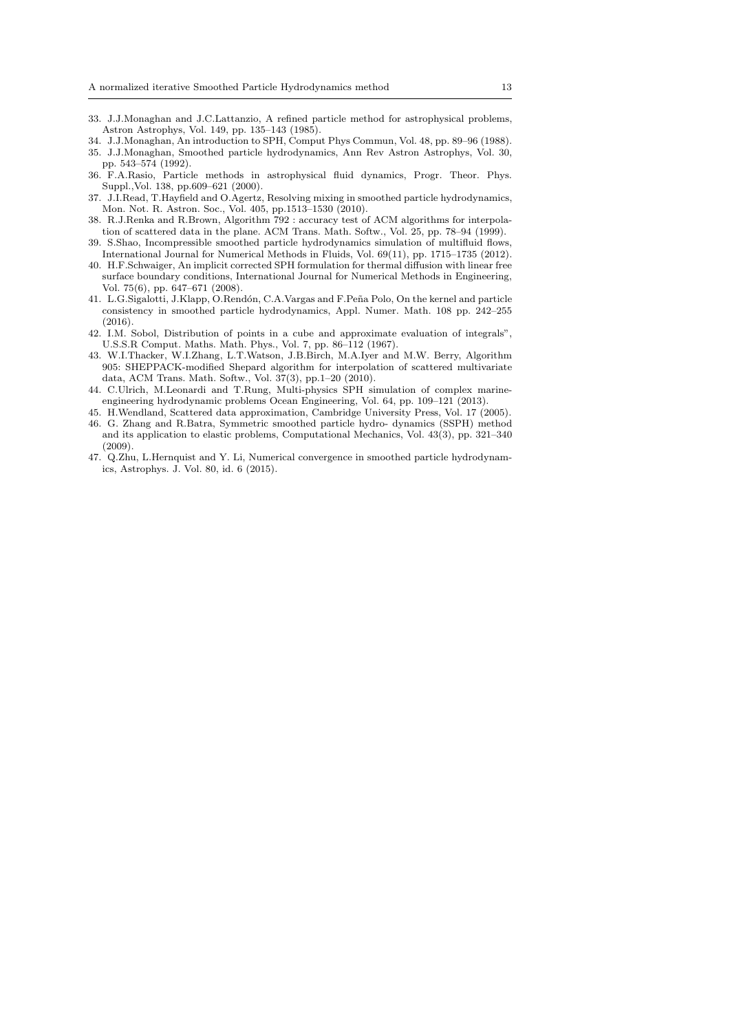33. J.J.Monaghan and J.C.Lattanzio, A refined particle method for astrophysical problems, Astron Astrophys, Vol. 149, pp. 135–143 (1985).
34. J.J.Monaghan, An introduction to SPH, Comput Phys Commun, Vol. 48, pp. 89–96 (1988).
35. J.J.Monaghan, Smoothed particle hydrodynamics, Ann Rev Astron Astrophys, Vol. 30, pp. 543–574 (1992).
36. F.A.Rasio, Particle methods in astrophysical fluid dynamics, Progr. Theor. Phys. Suppl.,Vol. 138, pp.609–621 (2000).
37. J.I.Read, T.Hayfield and O.Agertz, Resolving mixing in smoothed particle hydrodynamics, Mon. Not. R. Astron. Soc., Vol. 405, pp.1513–1530 (2010).
38. R.J.Renka and R.Brown, Algorithm 792 : accuracy test of ACM algorithms for interpolation of scattered data in the plane. ACM Trans. Math. Softw., Vol. 25, pp. 78–94 (1999).
39. S.Shao, Incompressible smoothed particle hydrodynamics simulation of multifluid flows, International Journal for Numerical Methods in Fluids, Vol. 69(11), pp. 1715–1735 (2012).
40. H.F.Schwaiger, An implicit corrected SPH formulation for thermal diffusion with linear free surface boundary conditions, International Journal for Numerical Methods in Engineering, Vol. 75(6), pp. 647–671 (2008).
41. L.G.Sigalotti, J.Klapp, O.Rendón, C.A.Vargas and F.Peña Polo, On the kernel and particle consistency in smoothed particle hydrodynamics, Appl. Numer. Math. 108 pp. 242–255 (2016).
42. I.M. Sobol, Distribution of points in a cube and approximate evaluation of integrals", U.S.S.R Comput. Maths. Math. Phys., Vol. 7, pp. 86–112 (1967).
43. W.I.Thacker, W.I.Zhang, L.T.Watson, J.B.Birch, M.A.Iyer and M.W. Berry, Algorithm 905: SHEPPACK-modified Shepard algorithm for interpolation of scattered multivariate data, ACM Trans. Math. Softw., Vol. 37(3), pp.1–20 (2010).
44. C.Ulrich, M.Leonardi and T.Rung, Multi-physics SPH simulation of complex marine-engineering hydrodynamic problems Ocean Engineering, Vol. 64, pp. 109–121 (2013).
45. H.Wendland, Scattered data approximation, Cambridge University Press, Vol. 17 (2005).
46. G. Zhang and R.Batra, Symmetric smoothed particle hydro- dynamics (SSPH) method and its application to elastic problems, Computational Mechanics, Vol. 43(3), pp. 321–340 (2009).
47. Q.Zhu, L.Hernquist and Y. Li, Numerical convergence in smoothed particle hydrodynamics, Astrophys. J. Vol. 80, id. 6 (2015).